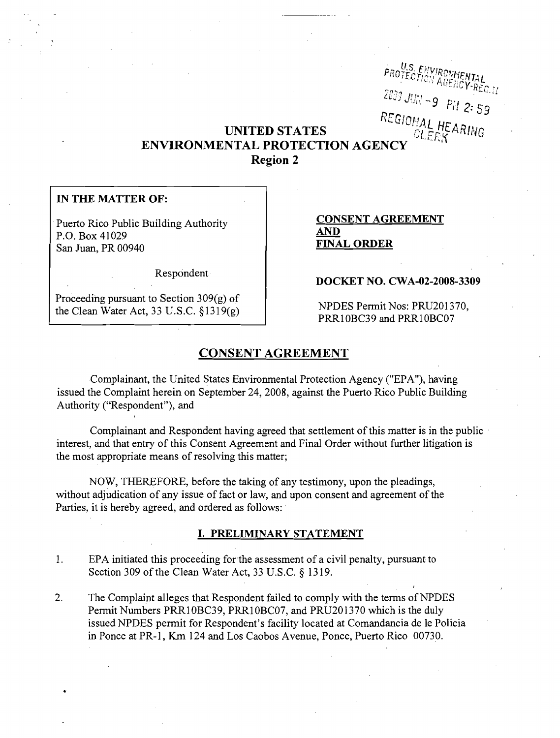U.S. ENVIRONMENTAL PROTECTION AGENCY-REG.II

2009 JUN -9 PM 2:59

REGIONAL HEARING CLERK

# UNITED STATES
# ENVIRONMENTAL PROTECTION AGENCY
## Region 2

| | |
|---|---|
| **IN THE MATTER OF:**<br><br>Puerto Rico Public Building Authority<br>P.O. Box 41029<br>San Juan, PR 00940<br><br>Respondent<br><br>Proceeding pursuant to Section 309(g) of the Clean Water Act, 33 U.S.C. §1319(g) | **CONSENT AGREEMENT AND FINAL ORDER**<br><br>**DOCKET NO. CWA-02-2008-3309**<br><br>NPDES Permit Nos: PRU201370, PRR10BC39 and PRR10BC07 |

## CONSENT AGREEMENT

Complainant, the United States Environmental Protection Agency ("EPA"), having issued the Complaint herein on September 24, 2008, against the Puerto Rico Public Building Authority ("Respondent"), and

Complainant and Respondent having agreed that settlement of this matter is in the public interest, and that entry of this Consent Agreement and Final Order without further litigation is the most appropriate means of resolving this matter;

NOW, THEREFORE, before the taking of any testimony, upon the pleadings, without adjudication of any issue of fact or law, and upon consent and agreement of the Parties, it is hereby agreed, and ordered as follows:

### I. PRELIMINARY STATEMENT

1. EPA initiated this proceeding for the assessment of a civil penalty, pursuant to Section 309 of the Clean Water Act, 33 U.S.C. § 1319.

2. The Complaint alleges that Respondent failed to comply with the terms of NPDES Permit Numbers PRR10BC39, PRR10BC07, and PRU201370 which is the duly issued NPDES permit for Respondent's facility located at Comandancia de le Policia in Ponce at PR-1, Km 124 and Los Caobos Avenue, Ponce, Puerto Rico 00730.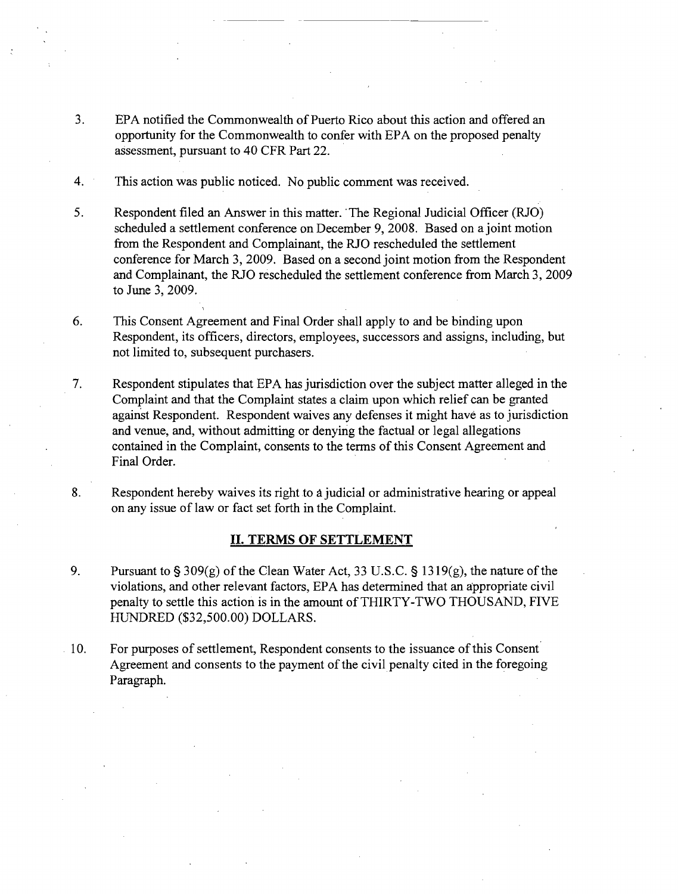3. EPA notified the Commonwealth of Puerto Rico about this action and offered an opportunity for the Commonwealth to confer with EPA on the proposed penalty assessment, pursuant to 40 CFR Part 22.

4. This action was public noticed. No public comment was received.

5. Respondent filed an Answer in this matter. The Regional Judicial Officer (RJO) scheduled a settlement conference on December 9, 2008. Based on a joint motion from the Respondent and Complainant, the RJO rescheduled the settlement conference for March 3, 2009. Based on a second joint motion from the Respondent and Complainant, the RJO rescheduled the settlement conference from March 3, 2009 to June 3, 2009.

6. This Consent Agreement and Final Order shall apply to and be binding upon Respondent, its officers, directors, employees, successors and assigns, including, but not limited to, subsequent purchasers.

7. Respondent stipulates that EPA has jurisdiction over the subject matter alleged in the Complaint and that the Complaint states a claim upon which relief can be granted against Respondent. Respondent waives any defenses it might have as to jurisdiction and venue, and, without admitting or denying the factual or legal allegations contained in the Complaint, consents to the terms of this Consent Agreement and Final Order.

8. Respondent hereby waives its right to a judicial or administrative hearing or appeal on any issue of law or fact set forth in the Complaint.

## II. TERMS OF SETTLEMENT

9. Pursuant to § 309(g) of the Clean Water Act, 33 U.S.C. § 1319(g), the nature of the violations, and other relevant factors, EPA has determined that an appropriate civil penalty to settle this action is in the amount of THIRTY-TWO THOUSAND, FIVE HUNDRED ($32,500.00) DOLLARS.

10. For purposes of settlement, Respondent consents to the issuance of this Consent Agreement and consents to the payment of the civil penalty cited in the foregoing Paragraph.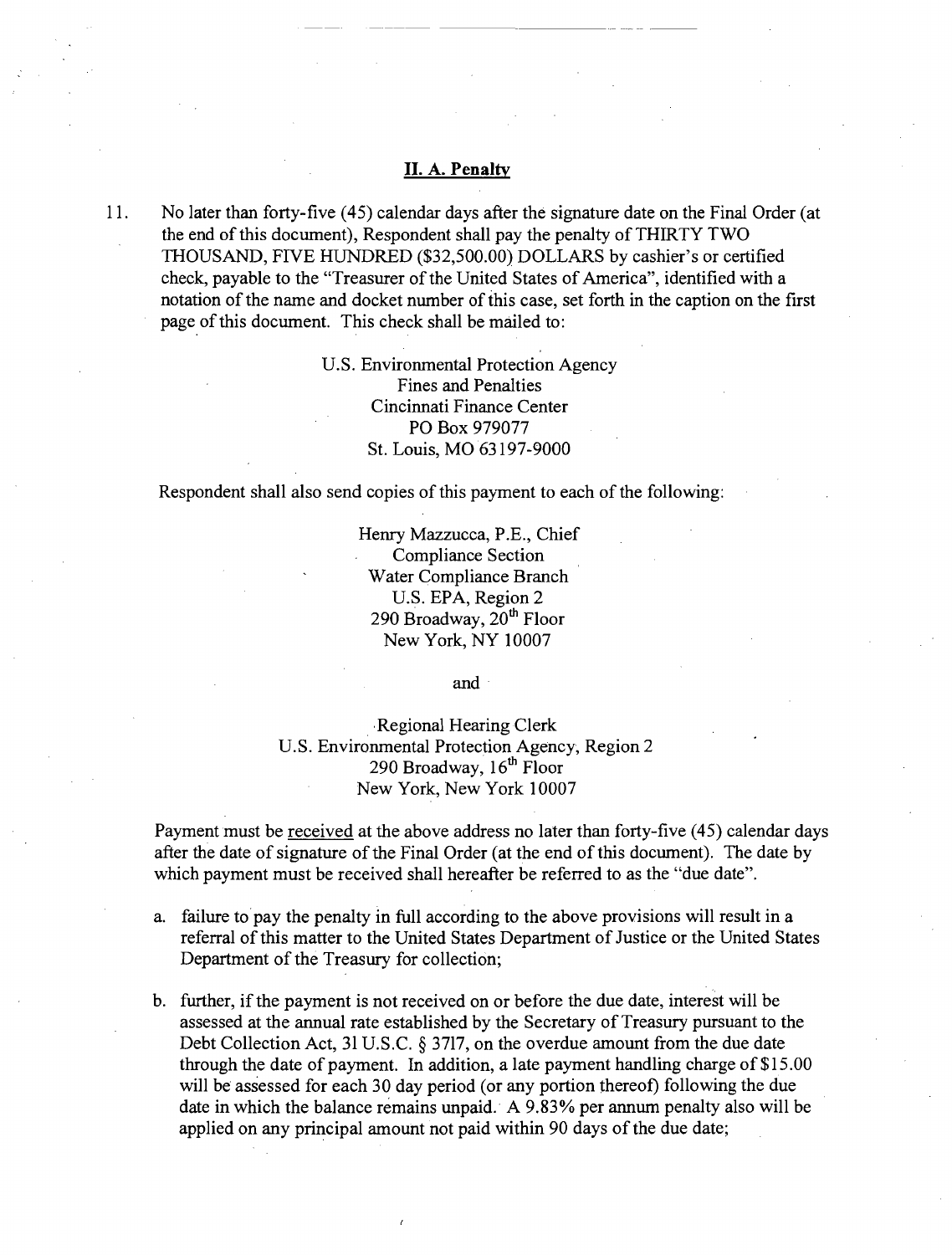## II. A. Penalty

11. No later than forty-five (45) calendar days after the signature date on the Final Order (at the end of this document), Respondent shall pay the penalty of THIRTY TWO THOUSAND, FIVE HUNDRED ($32,500.00) DOLLARS by cashier's or certified check, payable to the "Treasurer of the United States of America", identified with a notation of the name and docket number of this case, set forth in the caption on the first page of this document. This check shall be mailed to:

    U.S. Environmental Protection Agency
    Fines and Penalties
    Cincinnati Finance Center
    PO Box 979077
    St. Louis, MO 63197-9000

    Respondent shall also send copies of this payment to each of the following:

    Henry Mazzucca, P.E., Chief
    Compliance Section
    Water Compliance Branch
    U.S. EPA, Region 2
    290 Broadway, 20th Floor
    New York, NY 10007

    and

    Regional Hearing Clerk
    U.S. Environmental Protection Agency, Region 2
    290 Broadway, 16th Floor
    New York, New York 10007

    Payment must be received at the above address no later than forty-five (45) calendar days after the date of signature of the Final Order (at the end of this document). The date by which payment must be received shall hereafter be referred to as the "due date".

    a. failure to pay the penalty in full according to the above provisions will result in a referral of this matter to the United States Department of Justice or the United States Department of the Treasury for collection;

    b. further, if the payment is not received on or before the due date, interest will be assessed at the annual rate established by the Secretary of Treasury pursuant to the Debt Collection Act, 31 U.S.C. § 3717, on the overdue amount from the due date through the date of payment. In addition, a late payment handling charge of $15.00 will be assessed for each 30 day period (or any portion thereof) following the due date in which the balance remains unpaid. A 9.83% per annum penalty also will be applied on any principal amount not paid within 90 days of the due date;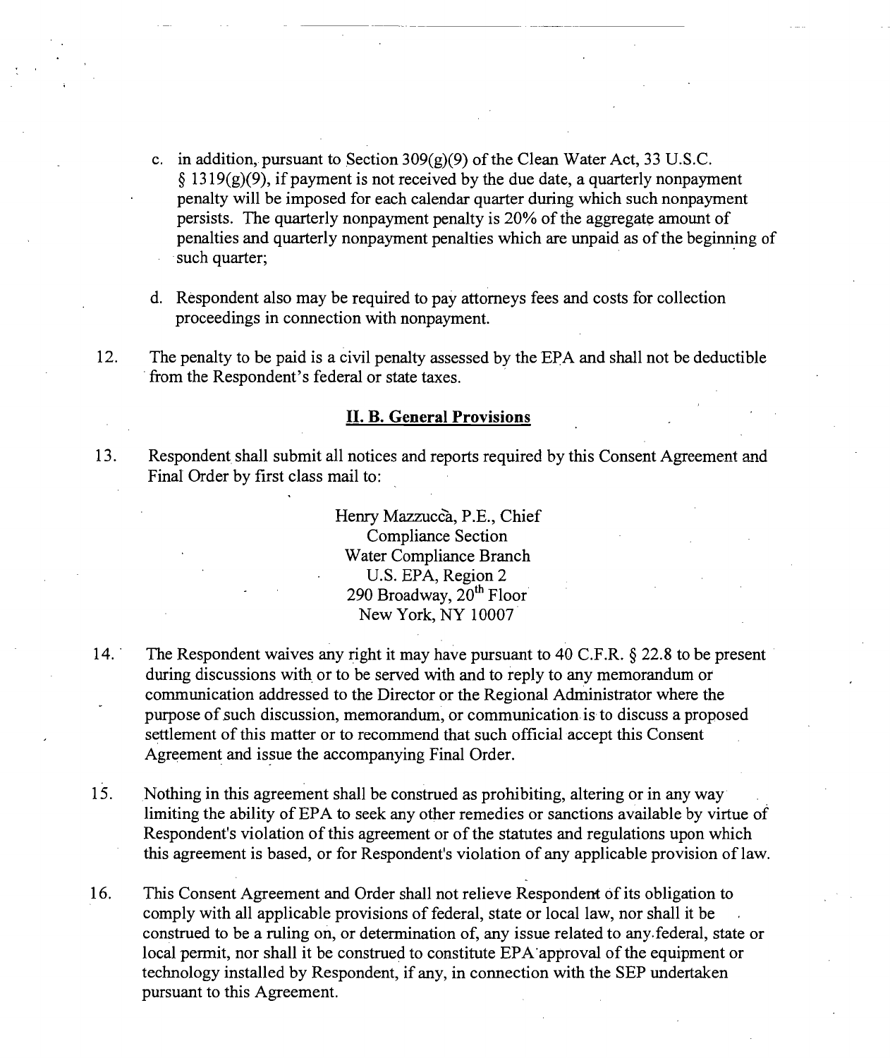c. in addition, pursuant to Section 309(g)(9) of the Clean Water Act, 33 U.S.C. § 1319(g)(9), if payment is not received by the due date, a quarterly nonpayment penalty will be imposed for each calendar quarter during which such nonpayment persists. The quarterly nonpayment penalty is 20% of the aggregate amount of penalties and quarterly nonpayment penalties which are unpaid as of the beginning of such quarter;

d. Respondent also may be required to pay attorneys fees and costs for collection proceedings in connection with nonpayment.

12. The penalty to be paid is a civil penalty assessed by the EPA and shall not be deductible from the Respondent's federal or state taxes.

## II. B. General Provisions

13. Respondent shall submit all notices and reports required by this Consent Agreement and Final Order by first class mail to:

Henry Mazzucca, P.E., Chief
Compliance Section
Water Compliance Branch
U.S. EPA, Region 2
290 Broadway, 20th Floor
New York, NY 10007

14. The Respondent waives any right it may have pursuant to 40 C.F.R. § 22.8 to be present during discussions with or to be served with and to reply to any memorandum or communication addressed to the Director or the Regional Administrator where the purpose of such discussion, memorandum, or communication is to discuss a proposed settlement of this matter or to recommend that such official accept this Consent Agreement and issue the accompanying Final Order.

15. Nothing in this agreement shall be construed as prohibiting, altering or in any way limiting the ability of EPA to seek any other remedies or sanctions available by virtue of Respondent's violation of this agreement or of the statutes and regulations upon which this agreement is based, or for Respondent's violation of any applicable provision of law.

16. This Consent Agreement and Order shall not relieve Respondent of its obligation to comply with all applicable provisions of federal, state or local law, nor shall it be construed to be a ruling on, or determination of, any issue related to any federal, state or local permit, nor shall it be construed to constitute EPA approval of the equipment or technology installed by Respondent, if any, in connection with the SEP undertaken pursuant to this Agreement.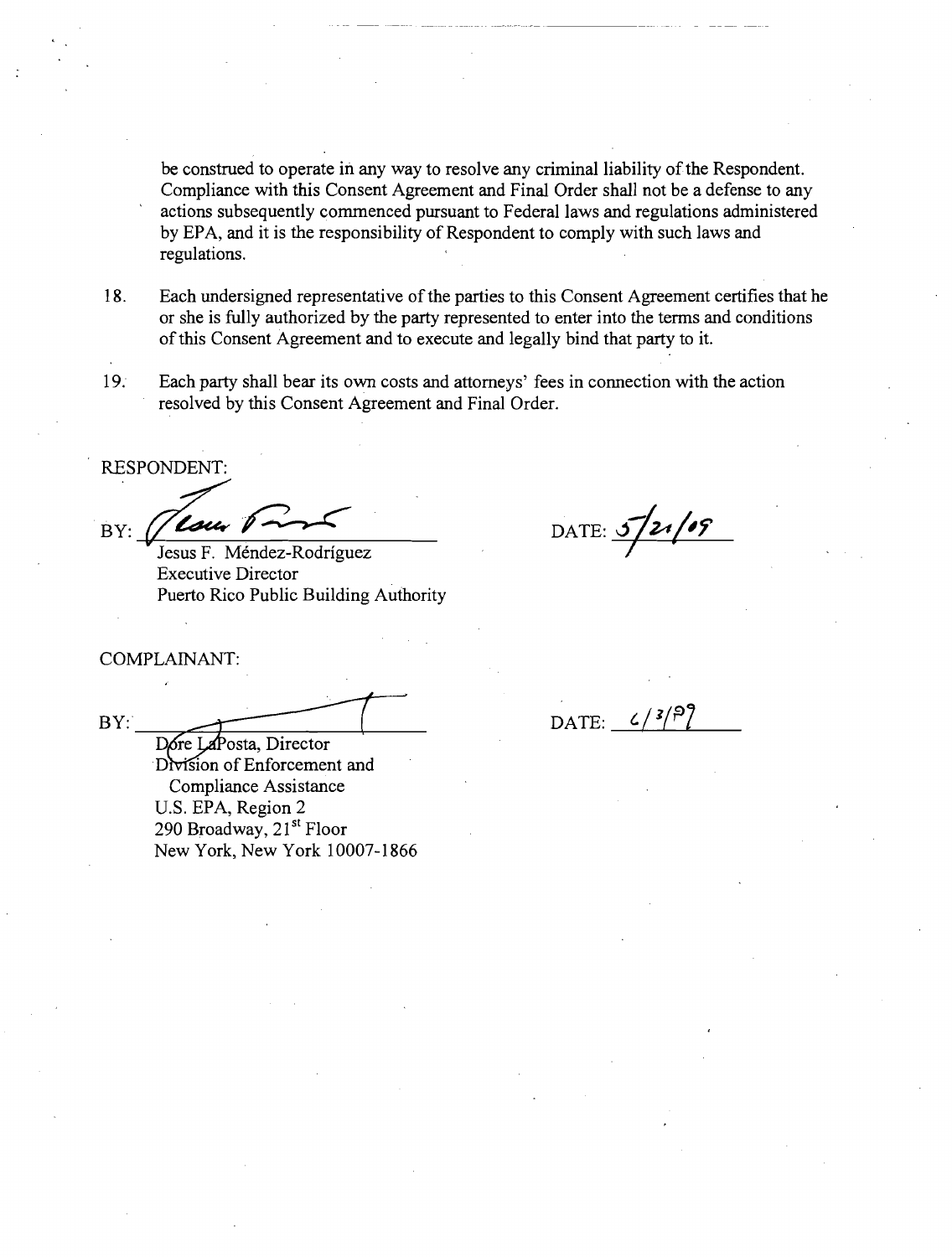be construed to operate in any way to resolve any criminal liability of the Respondent. Compliance with this Consent Agreement and Final Order shall not be a defense to any actions subsequently commenced pursuant to Federal laws and regulations administered by EPA, and it is the responsibility of Respondent to comply with such laws and regulations.

18. Each undersigned representative of the parties to this Consent Agreement certifies that he or she is fully authorized by the party represented to enter into the terms and conditions of this Consent Agreement and to execute and legally bind that party to it.

19. Each party shall bear its own costs and attorneys' fees in connection with the action resolved by this Consent Agreement and Final Order.

RESPONDENT:

BY: ______________________ DATE: 5/21/09

Jesus F. Méndez-Rodríguez
Executive Director
Puerto Rico Public Building Authority

COMPLAINANT:

BY: ______________________ DATE: 6/3/09

Dore LaPosta, Director
Division of Enforcement and Compliance Assistance
U.S. EPA, Region 2
290 Broadway, 21st Floor
New York, New York 10007-1866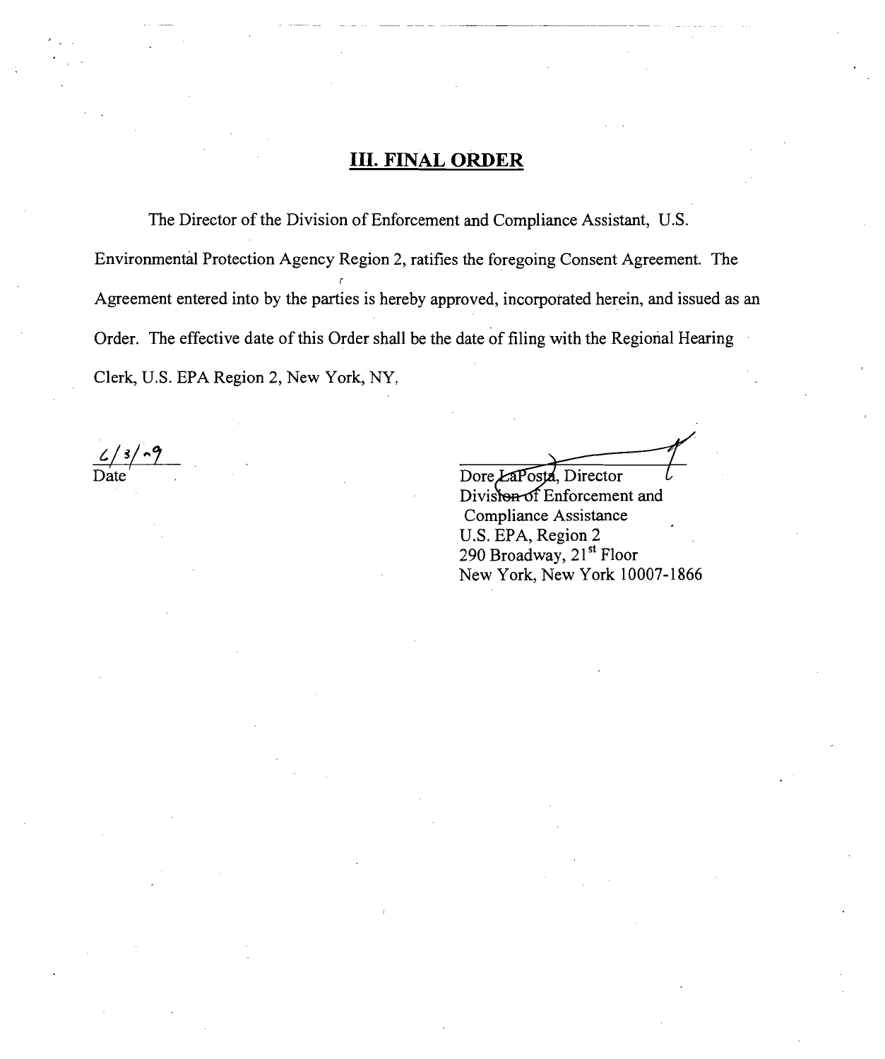## III. FINAL ORDER

The Director of the Division of Enforcement and Compliance Assistant, U.S. Environmental Protection Agency Region 2, ratifies the foregoing Consent Agreement. The Agreement entered into by the parties is hereby approved, incorporated herein, and issued as an Order. The effective date of this Order shall be the date of filing with the Regional Hearing Clerk, U.S. EPA Region 2, New York, NY.

6/3/09
Date

Dore LaPosta, Director
Division of Enforcement and
Compliance Assistance
U.S. EPA, Region 2
290 Broadway, 21st Floor
New York, New York 10007-1866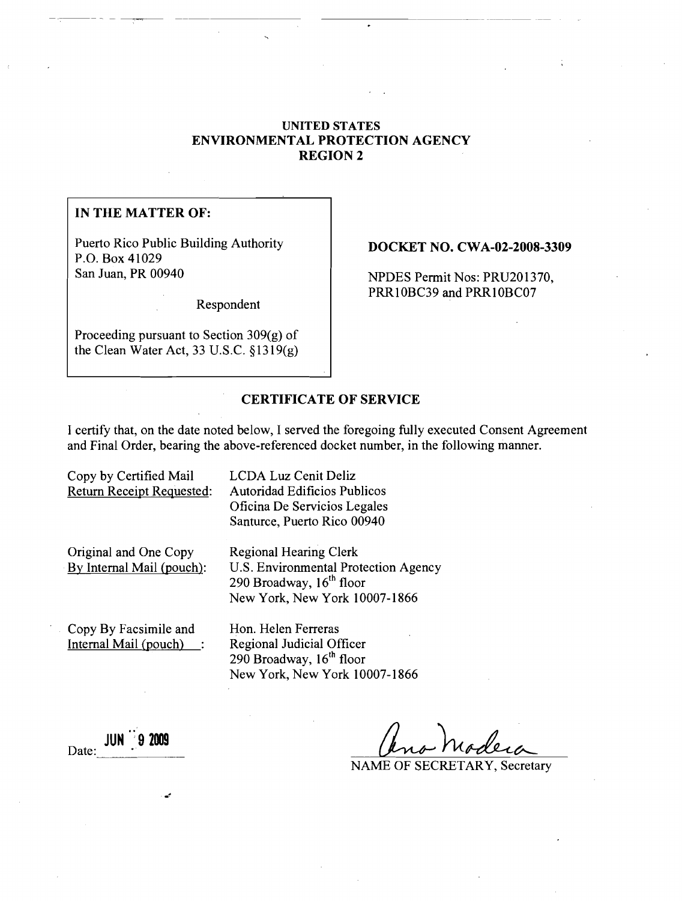# UNITED STATES ENVIRONMENTAL PROTECTION AGENCY REGION 2

**IN THE MATTER OF:**

Puerto Rico Public Building Authority
P.O. Box 41029
San Juan, PR 00940

Respondent

Proceeding pursuant to Section 309(g) of the Clean Water Act, 33 U.S.C. §1319(g)

**DOCKET NO. CWA-02-2008-3309**

NPDES Permit Nos: PRU201370, PRR10BC39 and PRR10BC07

## CERTIFICATE OF SERVICE

I certify that, on the date noted below, I served the foregoing fully executed Consent Agreement and Final Order, bearing the above-referenced docket number, in the following manner.

| | |
|---|---|
| Copy by Certified Mail <u>Return Receipt Requested</u>: | LCDA Luz Cenit Deliz<br>Autoridad Edificios Publicos<br>Oficina De Servicios Legales<br>Santurce, Puerto Rico 00940 |
| Original and One Copy <u>By Internal Mail (pouch)</u>: | Regional Hearing Clerk<br>U.S. Environmental Protection Agency<br>290 Broadway, 16th floor<br>New York, New York 10007-1866 |
| Copy By Facsimile and <u>Internal Mail (pouch)</u>: | Hon. Helen Ferreras<br>Regional Judicial Officer<br>290 Broadway, 16th floor<br>New York, New York 10007-1866 |

Date: JUN 9 2009

Ana Madera

NAME OF SECRETARY, Secretary